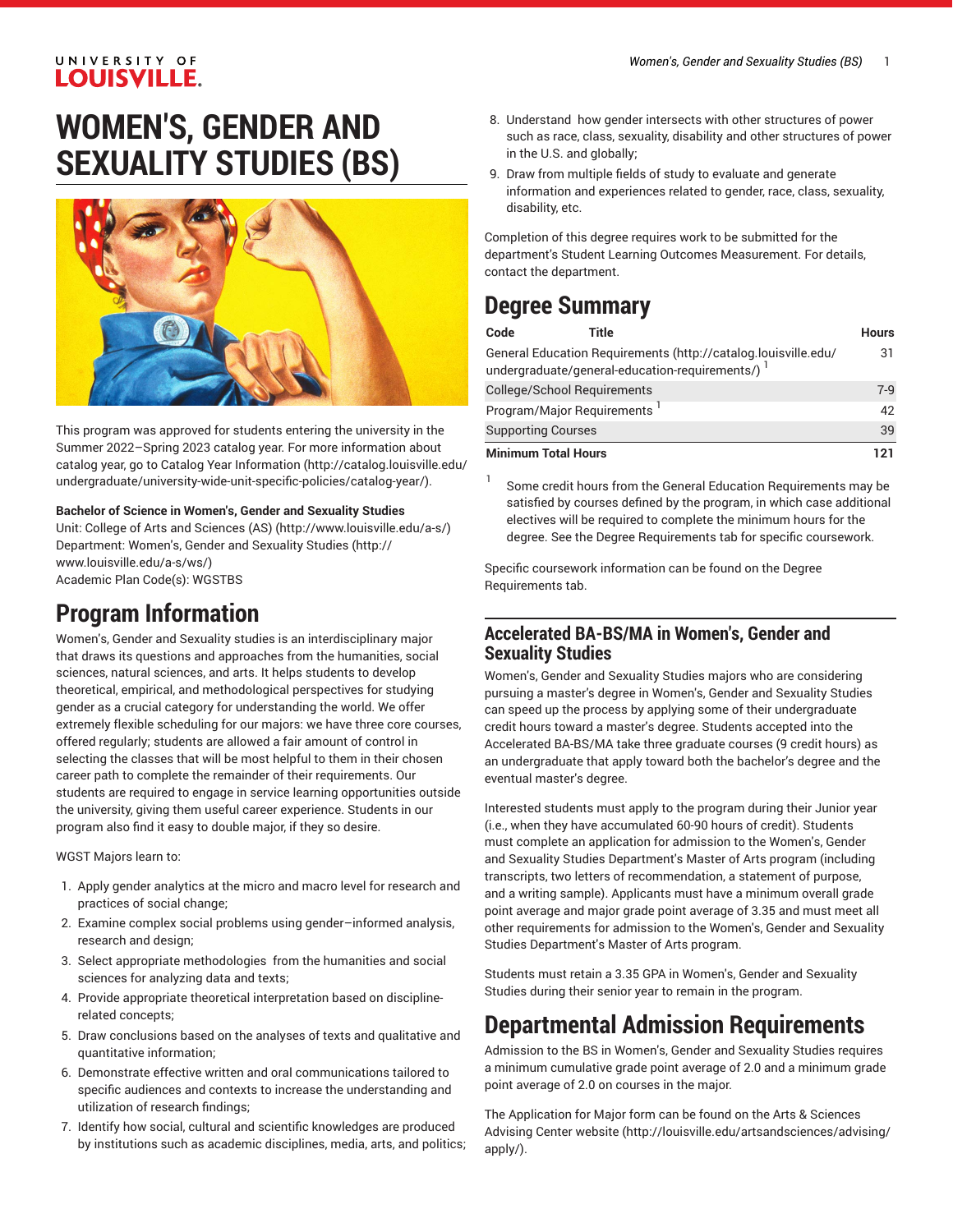# WOMEN'S, GENDER AND SEXUALITY STUDIES (BS)

This program was approved for students entering the university in the Summer 2022–Spring 2023 catalog year. For more information about catalog year, go to Catalog Year Information (http://catalog.louisville.edu/undergraduate/university-wide-unit-specific-policies/catalog-year/).

**Bachelor of Science in Women's, Gender and Sexuality Studies**
Unit: College of Arts and Sciences (AS) (http://www.louisville.edu/a-s/)
Department: Women's, Gender and Sexuality Studies (http://www.louisville.edu/a-s/ws/)
Academic Plan Code(s): WGSTBS

## Program Information

Women's, Gender and Sexuality studies is an interdisciplinary major that draws its questions and approaches from the humanities, social sciences, natural sciences, and arts. It helps students to develop theoretical, empirical, and methodological perspectives for studying gender as a crucial category for understanding the world. We offer extremely flexible scheduling for our majors: we have three core courses, offered regularly; students are allowed a fair amount of control in selecting the classes that will be most helpful to them in their chosen career path to complete the remainder of their requirements. Our students are required to engage in service learning opportunities outside the university, giving them useful career experience. Students in our program also find it easy to double major, if they so desire.

WGST Majors learn to:

1. Apply gender analytics at the micro and macro level for research and practices of social change;
2. Examine complex social problems using gender–informed analysis, research and design;
3. Select appropriate methodologies from the humanities and social sciences for analyzing data and texts;
4. Provide appropriate theoretical interpretation based on discipline-related concepts;
5. Draw conclusions based on the analyses of texts and qualitative and quantitative information;
6. Demonstrate effective written and oral communications tailored to specific audiences and contexts to increase the understanding and utilization of research findings;
7. Identify how social, cultural and scientific knowledges are produced by institutions such as academic disciplines, media, arts, and politics;
8. Understand how gender intersects with other structures of power such as race, class, sexuality, disability and other structures of power in the U.S. and globally;
9. Draw from multiple fields of study to evaluate and generate information and experiences related to gender, race, class, sexuality, disability, etc.

Completion of this degree requires work to be submitted for the department's Student Learning Outcomes Measurement. For details, contact the department.

## Degree Summary

| Code | Title | Hours |
|---|---|---|
| General Education Requirements (http://catalog.louisville.edu/undergraduate/general-education-requirements/) [1] | | 31 |
| College/School Requirements | | 7-9 |
| Program/Major Requirements [1] | | 42 |
| Supporting Courses | | 39 |
| **Minimum Total Hours** | | **121** |

[1] Some credit hours from the General Education Requirements may be satisfied by courses defined by the program, in which case additional electives will be required to complete the minimum hours for the degree. See the Degree Requirements tab for specific coursework.

Specific coursework information can be found on the Degree Requirements tab.

### Accelerated BA-BS/MA in Women's, Gender and Sexuality Studies

Women's, Gender and Sexuality Studies majors who are considering pursuing a master's degree in Women's, Gender and Sexuality Studies can speed up the process by applying some of their undergraduate credit hours toward a master's degree. Students accepted into the Accelerated BA-BS/MA take three graduate courses (9 credit hours) as an undergraduate that apply toward both the bachelor's degree and the eventual master's degree.

Interested students must apply to the program during their Junior year (i.e., when they have accumulated 60-90 hours of credit). Students must complete an application for admission to the Women's, Gender and Sexuality Studies Department's Master of Arts program (including transcripts, two letters of recommendation, a statement of purpose, and a writing sample). Applicants must have a minimum overall grade point average and major grade point average of 3.35 and must meet all other requirements for admission to the Women's, Gender and Sexuality Studies Department's Master of Arts program.

Students must retain a 3.35 GPA in Women's, Gender and Sexuality Studies during their senior year to remain in the program.

## Departmental Admission Requirements

Admission to the BS in Women's, Gender and Sexuality Studies requires a minimum cumulative grade point average of 2.0 and a minimum grade point average of 2.0 on courses in the major.

The Application for Major form can be found on the Arts & Sciences Advising Center website (http://louisville.edu/artsandsciences/advising/apply/).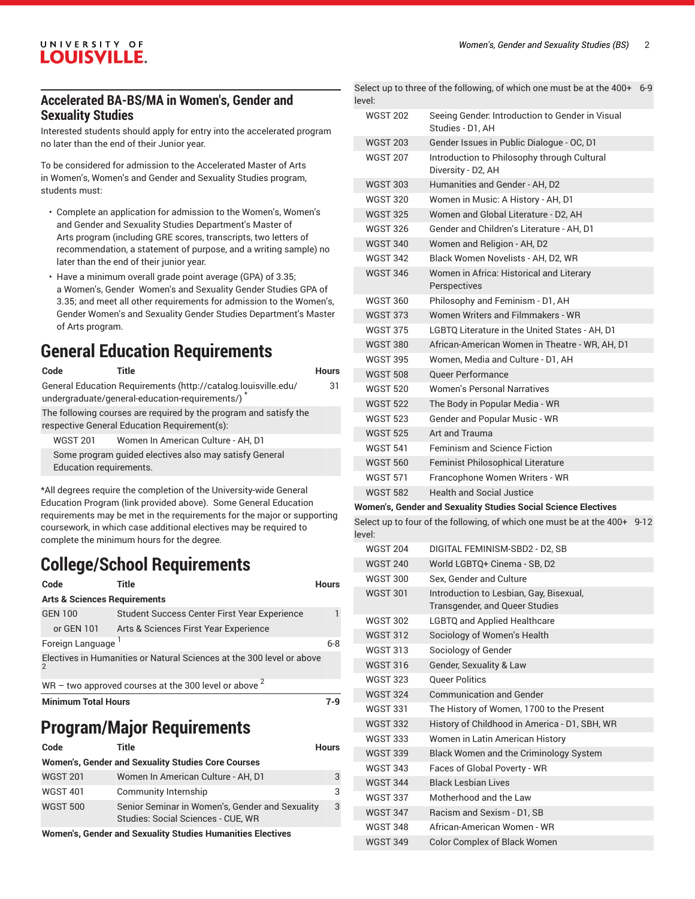## Accelerated BA-BS/MA in Women's, Gender and Sexuality Studies

Interested students should apply for entry into the accelerated program no later than the end of their Junior year.

To be considered for admission to the Accelerated Master of Arts in Women's, Women's and Gender and Sexuality Studies program, students must:

- Complete an application for admission to the Women's, Women's and Gender and Sexuality Studies Department's Master of Arts program (including GRE scores, transcripts, two letters of recommendation, a statement of purpose, and a writing sample) no later than the end of their junior year.
- Have a minimum overall grade point average (GPA) of 3.35; a Women's, Gender  Women's and Sexuality Gender Studies GPA of 3.35; and meet all other requirements for admission to the Women's, Gender Women's and Sexuality Gender Studies Department's Master of Arts program.

# General Education Requirements

| Code | Title | Hours |
|---|---|---|
| General Education Requirements (http://catalog.louisville.edu/undergraduate/general-education-requirements/) * | | 31 |
| The following courses are required by the program and satisfy the respective General Education Requirement(s): | | |
| WGST 201 | Women In American Culture - AH, D1 | |
| Some program guided electives also may satisfy General Education requirements. | | |

*All degrees require the completion of the University-wide General Education Program (link provided above). Some General Education requirements may be met in the requirements for the major or supporting coursework, in which case additional electives may be required to complete the minimum hours for the degree.

# College/School Requirements

| Code | Title | Hours |
|---|---|---|
| **Arts & Sciences Requirements** | | |
| GEN 100 | Student Success Center First Year Experience | 1 |
| or GEN 101 | Arts & Sciences First Year Experience | |
| Foreign Language [1] | | 6-8 |
| Electives in Humanities or Natural Sciences at the 300 level or above [2] | | |
| WR – two approved courses at the 300 level or above [2] | | |
| **Minimum Total Hours** | | **7-9** |

# Program/Major Requirements

| Code | Title | Hours |
|---|---|---|
| **Women's, Gender and Sexuality Studies Core Courses** | | |
| WGST 201 | Women In American Culture - AH, D1 | 3 |
| WGST 401 | Community Internship | 3 |
| WGST 500 | Senior Seminar in Women's, Gender and Sexuality Studies: Social Sciences - CUE, WR | 3 |
| **Women's, Gender and Sexuality Studies Humanities Electives** | | |
| Select up to three of the following, of which one must be at the 400+ level: | | 6-9 |
| WGST 202 | Seeing Gender: Introduction to Gender in Visual Studies - D1, AH | |
| WGST 203 | Gender Issues in Public Dialogue - OC, D1 | |
| WGST 207 | Introduction to Philosophy through Cultural Diversity - D2, AH | |
| WGST 303 | Humanities and Gender - AH, D2 | |
| WGST 320 | Women in Music: A History - AH, D1 | |
| WGST 325 | Women and Global Literature - D2, AH | |
| WGST 326 | Gender and Children's Literature - AH, D1 | |
| WGST 340 | Women and Religion - AH, D2 | |
| WGST 342 | Black Women Novelists - AH, D2, WR | |
| WGST 346 | Women in Africa: Historical and Literary Perspectives | |
| WGST 360 | Philosophy and Feminism - D1, AH | |
| WGST 373 | Women Writers and Filmmakers - WR | |
| WGST 375 | LGBTQ Literature in the United States - AH, D1 | |
| WGST 380 | African-American Women in Theatre - WR, AH, D1 | |
| WGST 395 | Women, Media and Culture - D1, AH | |
| WGST 508 | Queer Performance | |
| WGST 520 | Women's Personal Narratives | |
| WGST 522 | The Body in Popular Media - WR | |
| WGST 523 | Gender and Popular Music - WR | |
| WGST 525 | Art and Trauma | |
| WGST 541 | Feminism and Science Fiction | |
| WGST 560 | Feminist Philosophical Literature | |
| WGST 571 | Francophone Women Writers - WR | |
| WGST 582 | Health and Social Justice | |
| **Women's, Gender and Sexuality Studies Social Science Electives** | | |
| Select up to four of the following, of which one must be at the 400+ level: | | 9-12 |
| WGST 204 | DIGITAL FEMINISM-SBD2 - D2, SB | |
| WGST 240 | World LGBTQ+ Cinema - SB, D2 | |
| WGST 300 | Sex, Gender and Culture | |
| WGST 301 | Introduction to Lesbian, Gay, Bisexual, Transgender, and Queer Studies | |
| WGST 302 | LGBTQ and Applied Healthcare | |
| WGST 312 | Sociology of Women's Health | |
| WGST 313 | Sociology of Gender | |
| WGST 316 | Gender, Sexuality & Law | |
| WGST 323 | Queer Politics | |
| WGST 324 | Communication and Gender | |
| WGST 331 | The History of Women, 1700 to the Present | |
| WGST 332 | History of Childhood in America - D1, SBH, WR | |
| WGST 333 | Women in Latin American History | |
| WGST 339 | Black Women and the Criminology System | |
| WGST 343 | Faces of Global Poverty - WR | |
| WGST 344 | Black Lesbian Lives | |
| WGST 337 | Motherhood and the Law | |
| WGST 347 | Racism and Sexism - D1, SB | |
| WGST 348 | African-American Women - WR | |
| WGST 349 | Color Complex of Black Women | |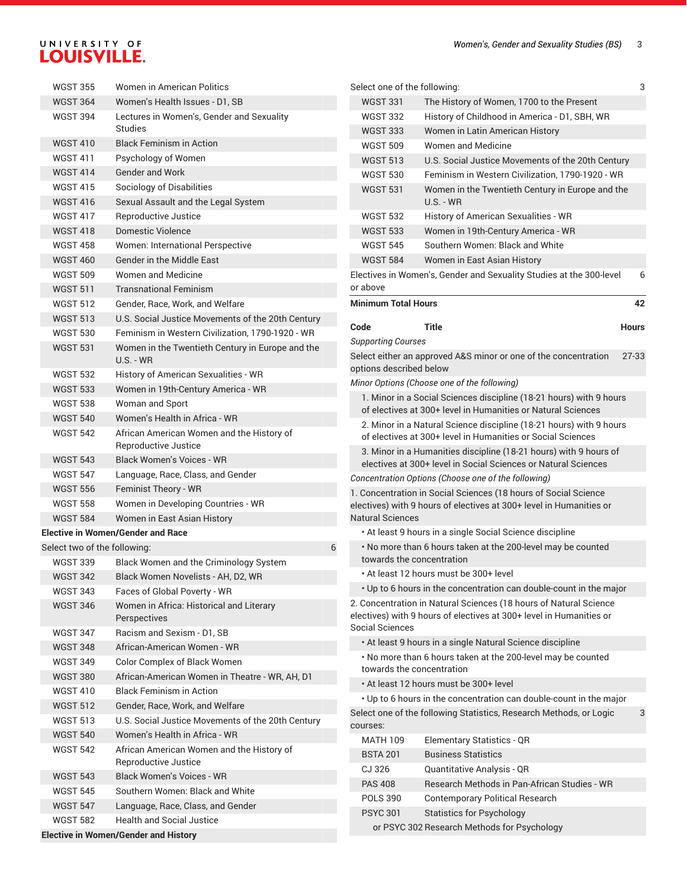| | | |
|---|---|---|
| WGST 355 | Women in American Politics | |
| WGST 364 | Women's Health Issues - D1, SB | |
| WGST 394 | Lectures in Women's, Gender and Sexuality Studies | |
| WGST 410 | Black Feminism in Action | |
| WGST 411 | Psychology of Women | |
| WGST 414 | Gender and Work | |
| WGST 415 | Sociology of Disabilities | |
| WGST 416 | Sexual Assault and the Legal System | |
| WGST 417 | Reproductive Justice | |
| WGST 418 | Domestic Violence | |
| WGST 458 | Women: International Perspective | |
| WGST 460 | Gender in the Middle East | |
| WGST 509 | Women and Medicine | |
| WGST 511 | Transnational Feminism | |
| WGST 512 | Gender, Race, Work, and Welfare | |
| WGST 513 | U.S. Social Justice Movements of the 20th Century | |
| WGST 530 | Feminism in Western Civilization, 1790-1920 - WR | |
| WGST 531 | Women in the Twentieth Century in Europe and the U.S. - WR | |
| WGST 532 | History of American Sexualities - WR | |
| WGST 533 | Women in 19th-Century America - WR | |
| WGST 538 | Woman and Sport | |
| WGST 540 | Women's Health in Africa - WR | |
| WGST 542 | African American Women and the History of Reproductive Justice | |
| WGST 543 | Black Women's Voices - WR | |
| WGST 547 | Language, Race, Class, and Gender | |
| WGST 556 | Feminist Theory - WR | |
| WGST 558 | Women in Developing Countries - WR | |
| WGST 584 | Women in East Asian History | |
| **Elective in Women/Gender and Race** | | |
| Select two of the following: | | 6 |
| WGST 339 | Black Women and the Criminology System | |
| WGST 342 | Black Women Novelists - AH, D2, WR | |
| WGST 343 | Faces of Global Poverty - WR | |
| WGST 346 | Women in Africa: Historical and Literary Perspectives | |
| WGST 347 | Racism and Sexism - D1, SB | |
| WGST 348 | African-American Women - WR | |
| WGST 349 | Color Complex of Black Women | |
| WGST 380 | African-American Women in Theatre - WR, AH, D1 | |
| WGST 410 | Black Feminism in Action | |
| WGST 512 | Gender, Race, Work, and Welfare | |
| WGST 513 | U.S. Social Justice Movements of the 20th Century | |
| WGST 540 | Women's Health in Africa - WR | |
| WGST 542 | African American Women and the History of Reproductive Justice | |
| WGST 543 | Black Women's Voices - WR | |
| WGST 545 | Southern Women: Black and White | |
| WGST 547 | Language, Race, Class, and Gender | |
| WGST 582 | Health and Social Justice | |
| **Elective in Women/Gender and History** | | |
| Select one of the following: | | 3 |
| WGST 331 | The History of Women, 1700 to the Present | |
| WGST 332 | History of Childhood in America - D1, SBH, WR | |
| WGST 333 | Women in Latin American History | |
| WGST 509 | Women and Medicine | |
| WGST 513 | U.S. Social Justice Movements of the 20th Century | |
| WGST 530 | Feminism in Western Civilization, 1790-1920 - WR | |
| WGST 531 | Women in the Twentieth Century in Europe and the U.S. - WR | |
| WGST 532 | History of American Sexualities - WR | |
| WGST 533 | Women in 19th-Century America - WR | |
| WGST 545 | Southern Women: Black and White | |
| WGST 584 | Women in East Asian History | |
| Electives in Women's, Gender and Sexuality Studies at the 300-level or above | | 6 |
| **Minimum Total Hours** | | **42** |

| Code | Title | Hours |
|---|---|---|
| *Supporting Courses* | | |
| Select either an approved A&S minor or one of the concentration options described below | | 27-33 |
| *Minor Options (Choose one of the following)* | | |
| 1. Minor in a Social Sciences discipline (18-21 hours) with 9 hours of electives at 300+ level in Humanities or Natural Sciences | | |
| 2. Minor in a Natural Science discipline (18-21 hours) with 9 hours of electives at 300+ level in Humanities or Social Sciences | | |
| 3. Minor in a Humanities discipline (18-21 hours) with 9 hours of electives at 300+ level in Social Sciences or Natural Sciences | | |
| *Concentration Options (Choose one of the following)* | | |
| 1. Concentration in Social Sciences (18 hours of Social Science electives) with 9 hours of electives at 300+ level in Humanities or Natural Sciences | | |
| • At least 9 hours in a single Social Science discipline | | |
| • No more than 6 hours taken at the 200-level may be counted towards the concentration | | |
| • At least 12 hours must be 300+ level | | |
| • Up to 6 hours in the concentration can double-count in the major | | |
| 2. Concentration in Natural Sciences (18 hours of Natural Science electives) with 9 hours of electives at 300+ level in Humanities or Social Sciences | | |
| • At least 9 hours in a single Natural Science discipline | | |
| • No more than 6 hours taken at the 200-level may be counted towards the concentration | | |
| • At least 12 hours must be 300+ level | | |
| • Up to 6 hours in the concentration can double-count in the major | | |
| Select one of the following Statistics, Research Methods, or Logic courses: | | 3 |
| MATH 109 | Elementary Statistics - QR | |
| BSTA 201 | Business Statistics | |
| CJ 326 | Quantitative Analysis - QR | |
| PAS 408 | Research Methods in Pan-African Studies - WR | |
| POLS 390 | Contemporary Political Research | |
| PSYC 301 | Statistics for Psychology | |
| or PSYC 302 | Research Methods for Psychology | |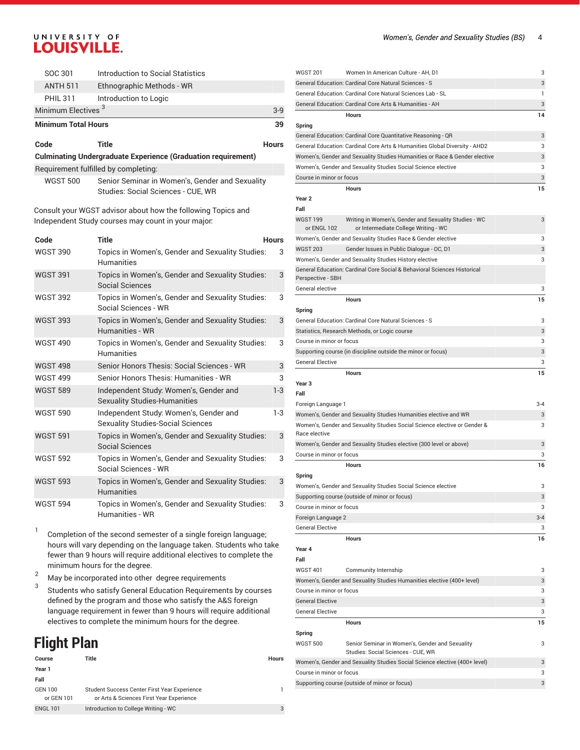| | | |
|---|---|---|
| SOC 301 | Introduction to Social Statistics | |
| ANTH 511 | Ethnographic Methods - WR | |
| PHIL 311 | Introduction to Logic | |
| Minimum Electives [3] | | 3-9 |
| **Minimum Total Hours** | | **39** |

| Code | Title | Hours |
|---|---|---|
| **Culminating Undergraduate Experience (Graduation requirement)** | | |
| Requirement fulfilled by completing: | | |
| WGST 500 | Senior Seminar in Women's, Gender and Sexuality Studies: Social Sciences - CUE, WR | |

Consult your WGST advisor about how the following Topics and Independent Study courses may count in your major:

| Code | Title | Hours |
|---|---|---|
| WGST 390 | Topics in Women's, Gender and Sexuality Studies: Humanities | 3 |
| WGST 391 | Topics in Women's, Gender and Sexuality Studies: Social Sciences | 3 |
| WGST 392 | Topics in Women's, Gender and Sexuality Studies: Social Sciences - WR | 3 |
| WGST 393 | Topics in Women's, Gender and Sexuality Studies: Humanities - WR | 3 |
| WGST 490 | Topics in Women's, Gender and Sexuality Studies: Humanities | 3 |
| WGST 498 | Senior Honors Thesis: Social Sciences - WR | 3 |
| WGST 499 | Senior Honors Thesis: Humanities - WR | 3 |
| WGST 589 | Independent Study: Women's, Gender and Sexuality Studies-Humanities | 1-3 |
| WGST 590 | Independent Study: Women's, Gender and Sexuality Studies-Social Sciences | 1-3 |
| WGST 591 | Topics in Women's, Gender and Sexuality Studies: Social Sciences | 3 |
| WGST 592 | Topics in Women's, Gender and Sexuality Studies: Social Sciences - WR | 3 |
| WGST 593 | Topics in Women's, Gender and Sexuality Studies: Humanities | 3 |
| WGST 594 | Topics in Women's, Gender and Sexuality Studies: Humanities - WR | 3 |

1. Completion of the second semester of a single foreign language; hours will vary depending on the language taken. Students who take fewer than 9 hours will require additional electives to complete the minimum hours for the degree.
2. May be incorporated into other degree requirements
3. Students who satisfy General Education Requirements by courses defined by the program and those who satisfy the A&S foreign language requirement in fewer than 9 hours will require additional electives to complete the minimum hours for the degree.

# Flight Plan

| Course | Title | Hours |
|---|---|---|
| **Year 1** | | |
| **Fall** | | |
| GEN 100 or GEN 101 | Student Success Center First Year Experience or Arts & Sciences First Year Experience | 1 |
| ENGL 101 | Introduction to College Writing - WC | 3 |
| WGST 201 | Women In American Culture - AH, D1 | 3 |
| General Education: Cardinal Core Natural Sciences - S | | 3 |
| General Education: Cardinal Core Natural Sciences Lab - SL | | 1 |
| General Education: Cardinal Core Arts & Humanities - AH | | 3 |
| | **Hours** | **14** |
| **Spring** | | |
| General Education: Cardinal Core Quantitative Reasoning - QR | | 3 |
| General Education: Cardinal Core Arts & Humanities Global Diversity - AHD2 | | 3 |
| Women's, Gender and Sexuality Studies Humanities or Race & Gender elective | | 3 |
| Women's, Gender and Sexuality Studies Social Science elective | | 3 |
| Course in minor or focus | | 3 |
| | **Hours** | **15** |
| **Year 2** | | |
| **Fall** | | |
| WGST 199 or ENGL 102 | Writing in Women's, Gender and Sexuality Studies - WC or Intermediate College Writing - WC | 3 |
| Women's, Gender and Sexuality Studies Race & Gender elective | | 3 |
| WGST 203 | Gender Issues in Public Dialogue - OC, D1 | 3 |
| Women's, Gender and Sexuality Studies History elective | | 3 |
| General Education: Cardinal Core Social & Behavioral Sciences Historical Perspective - SBH | | |
| General elective | | 3 |
| | **Hours** | **15** |
| **Spring** | | |
| General Education: Cardinal Core Natural Sciences - S | | 3 |
| Statistics, Research Methods, or Logic course | | 3 |
| Course in minor or focus | | 3 |
| Supporting course (in discipline outside the minor or focus) | | 3 |
| General Elective | | 3 |
| | **Hours** | **15** |
| **Year 3** | | |
| **Fall** | | |
| Foreign Language 1 | | 3-4 |
| Women's, Gender and Sexuality Studies Humanities elective and WR | | 3 |
| Women's, Gender and Sexuality Studies Social Science elective or Gender & Race elective | | 3 |
| Women's, Gender and Sexuality Studies elective (300 level or above) | | 3 |
| Course in minor or focus | | 3 |
| | **Hours** | **16** |
| **Spring** | | |
| Women's, Gender and Sexuality Studies Social Science elective | | 3 |
| Supporting course (outside of minor or focus) | | 3 |
| Course in minor or focus | | 3 |
| Foreign Language 2 | | 3-4 |
| General Elective | | 3 |
| | **Hours** | **16** |
| **Year 4** | | |
| **Fall** | | |
| WGST 401 | Community Internship | 3 |
| Women's, Gender and Sexuality Studies Humanities elective (400+ level) | | 3 |
| Course in minor or focus | | 3 |
| General Elective | | 3 |
| General Elective | | 3 |
| | **Hours** | **15** |
| **Spring** | | |
| WGST 500 | Senior Seminar in Women's, Gender and Sexuality Studies: Social Sciences - CUE, WR | 3 |
| Women's, Gender and Sexuality Studies Social Science elective (400+ level) | | 3 |
| Course in minor or focus | | 3 |
| Supporting course (outside of minor or focus) | | 3 |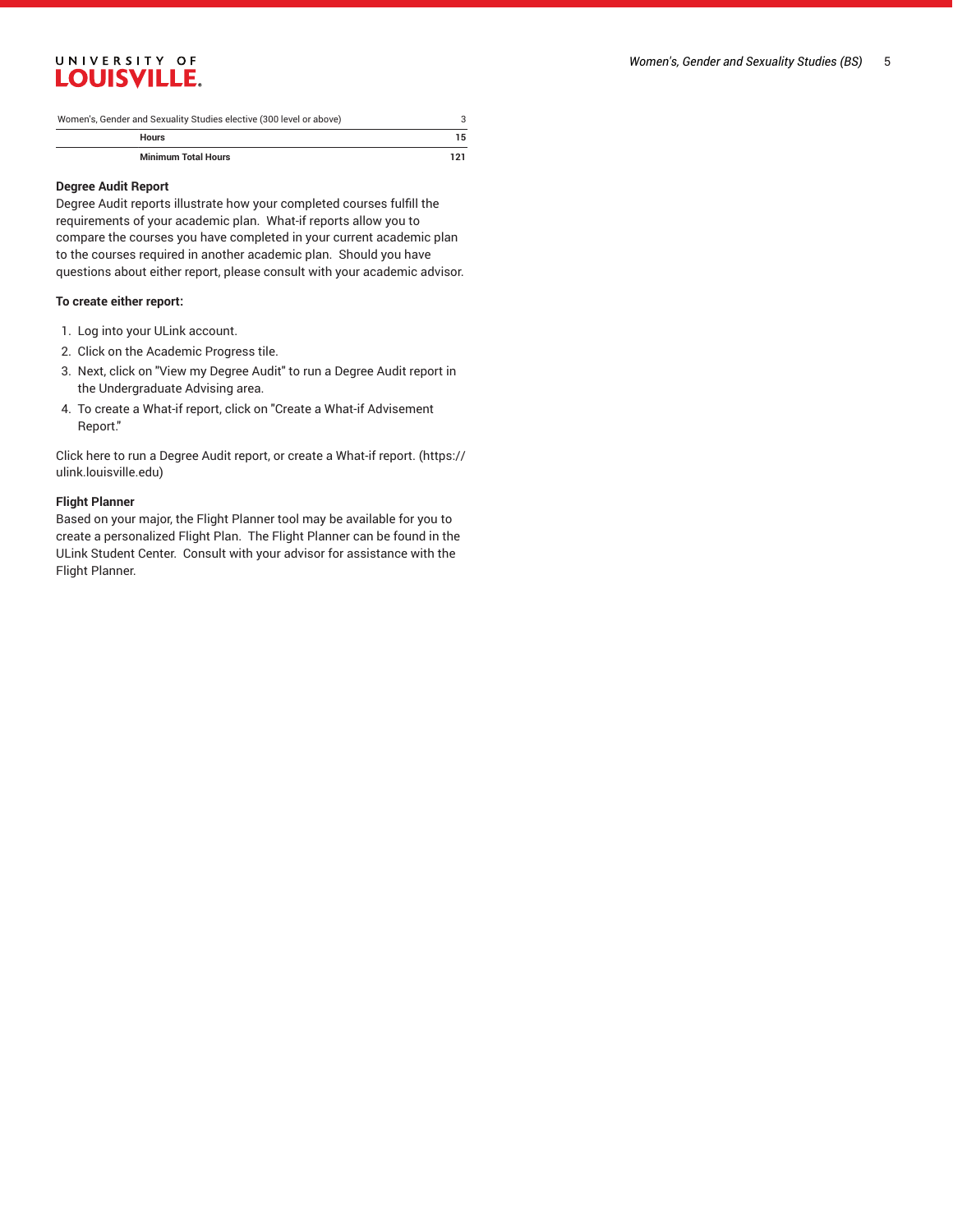| | |
|---|---|
| Women's, Gender and Sexuality Studies elective (300 level or above) | 3 |
| **Hours** | **15** |
| **Minimum Total Hours** | **121** |

**Degree Audit Report**

Degree Audit reports illustrate how your completed courses fulfill the requirements of your academic plan. What-if reports allow you to compare the courses you have completed in your current academic plan to the courses required in another academic plan. Should you have questions about either report, please consult with your academic advisor.

**To create either report:**

1. Log into your ULink account.
2. Click on the Academic Progress tile.
3. Next, click on "View my Degree Audit" to run a Degree Audit report in the Undergraduate Advising area.
4. To create a What-if report, click on "Create a What-if Advisement Report."

Click here to run a Degree Audit report, or create a What-if report. (https://ulink.louisville.edu)

**Flight Planner**

Based on your major, the Flight Planner tool may be available for you to create a personalized Flight Plan. The Flight Planner can be found in the ULink Student Center. Consult with your advisor for assistance with the Flight Planner.